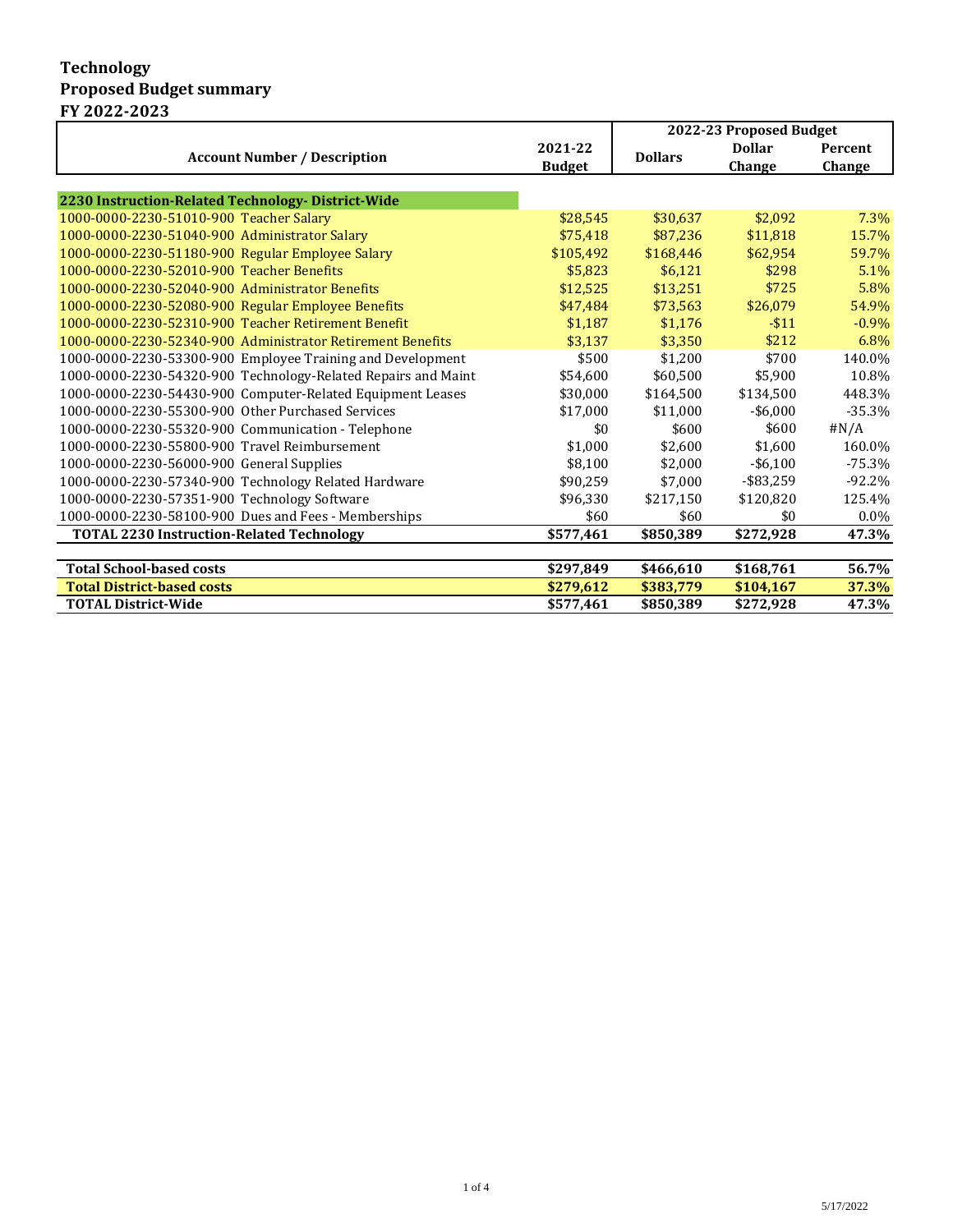# Technology
## Proposed Budget summary
### FY 2022-2023

| Account Number / Description | 2021-22 Budget | 2022-23 Proposed Budget Dollars | Dollar Change | Percent Change |
|---|---|---|---|---|
| **2230 Instruction-Related Technology- District-Wide** | | | | |
| 1000-0000-2230-51010-900 Teacher Salary | $28,545 | $30,637 | $2,092 | 7.3% |
| 1000-0000-2230-51040-900 Administrator Salary | $75,418 | $87,236 | $11,818 | 15.7% |
| 1000-0000-2230-51180-900 Regular Employee Salary | $105,492 | $168,446 | $62,954 | 59.7% |
| 1000-0000-2230-52010-900 Teacher Benefits | $5,823 | $6,121 | $298 | 5.1% |
| 1000-0000-2230-52040-900 Administrator Benefits | $12,525 | $13,251 | $725 | 5.8% |
| 1000-0000-2230-52080-900 Regular Employee Benefits | $47,484 | $73,563 | $26,079 | 54.9% |
| 1000-0000-2230-52310-900 Teacher Retirement Benefit | $1,187 | $1,176 | -$11 | -0.9% |
| 1000-0000-2230-52340-900 Administrator Retirement Benefits | $3,137 | $3,350 | $212 | 6.8% |
| 1000-0000-2230-53300-900 Employee Training and Development | $500 | $1,200 | $700 | 140.0% |
| 1000-0000-2230-54320-900 Technology-Related Repairs and Maint | $54,600 | $60,500 | $5,900 | 10.8% |
| 1000-0000-2230-54430-900 Computer-Related Equipment Leases | $30,000 | $164,500 | $134,500 | 448.3% |
| 1000-0000-2230-55300-900 Other Purchased Services | $17,000 | $11,000 | -$6,000 | -35.3% |
| 1000-0000-2230-55320-900 Communication - Telephone | $0 | $600 | $600 | #N/A |
| 1000-0000-2230-55800-900 Travel Reimbursement | $1,000 | $2,600 | $1,600 | 160.0% |
| 1000-0000-2230-56000-900 General Supplies | $8,100 | $2,000 | -$6,100 | -75.3% |
| 1000-0000-2230-57340-900 Technology Related Hardware | $90,259 | $7,000 | -$83,259 | -92.2% |
| 1000-0000-2230-57351-900 Technology Software | $96,330 | $217,150 | $120,820 | 125.4% |
| 1000-0000-2230-58100-900 Dues and Fees - Memberships | $60 | $60 | $0 | 0.0% |
| **TOTAL 2230 Instruction-Related Technology** | **$577,461** | **$850,389** | **$272,928** | **47.3%** |
| | | | | |
| **Total School-based costs** | **$297,849** | **$466,610** | **$168,761** | **56.7%** |
| **Total District-based costs** | **$279,612** | **$383,779** | **$104,167** | **37.3%** |
| **TOTAL District-Wide** | **$577,461** | **$850,389** | **$272,928** | **47.3%** |

5/17/2022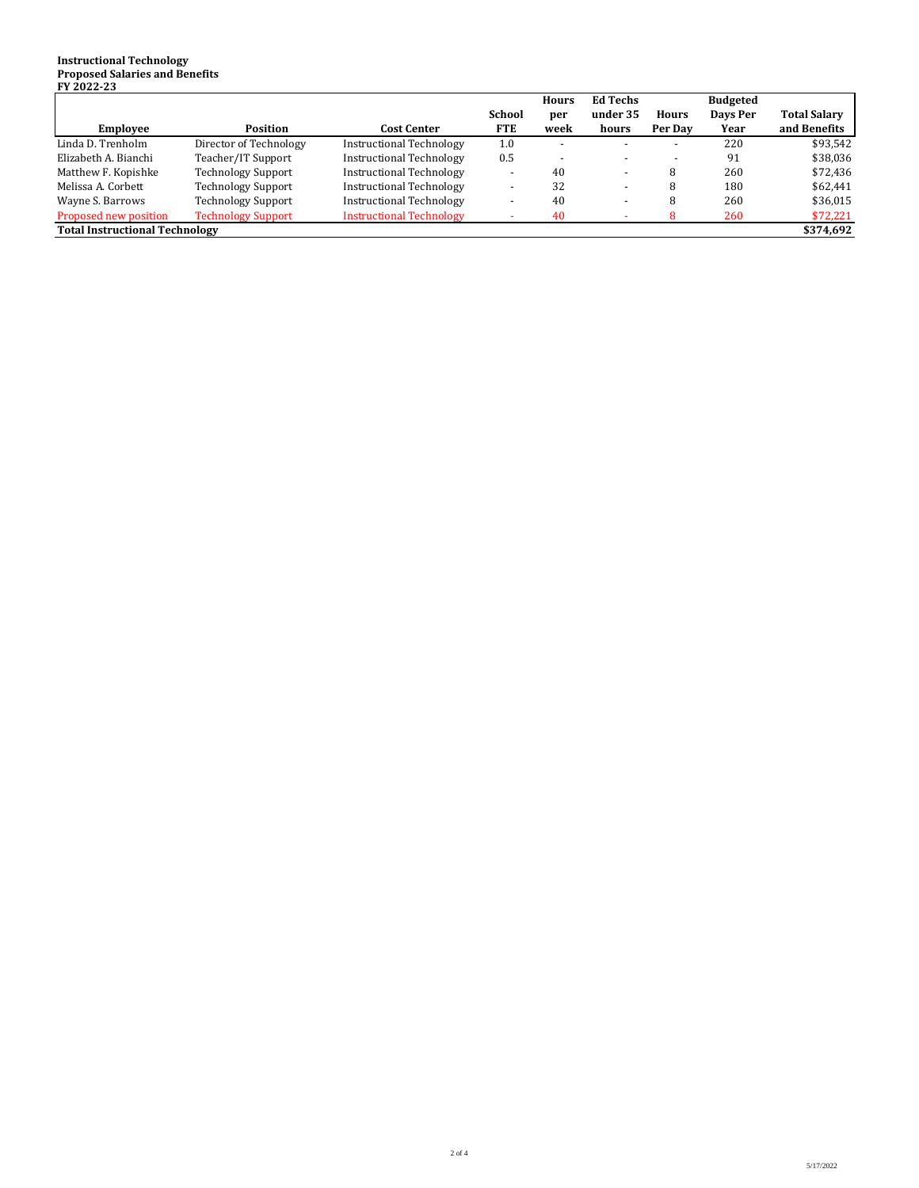**Instructional Technology**
**Proposed Salaries and Benefits**
**FY 2022-23**

| Employee | Position | Cost Center | School FTE | Hours per week | Ed Techs under 35 hours | Hours Per Day | Budgeted Days Per Year | Total Salary and Benefits |
|---|---|---|---|---|---|---|---|---|
| Linda D. Trenholm | Director of Technology | Instructional Technology | 1.0 | - | - | - | 220 | $93,542 |
| Elizabeth A. Bianchi | Teacher/IT Support | Instructional Technology | 0.5 | - | - | - | 91 | $38,036 |
| Matthew F. Kopishke | Technology Support | Instructional Technology | - | 40 | - | 8 | 260 | $72,436 |
| Melissa A. Corbett | Technology Support | Instructional Technology | - | 32 | - | 8 | 180 | $62,441 |
| Wayne S. Barrows | Technology Support | Instructional Technology | - | 40 | - | 8 | 260 | $36,015 |
| Proposed new position | Technology Support | Instructional Technology | - | 40 | - | 8 | 260 | $72,221 |
| **Total Instructional Technology** | | | | | | | | **$374,692** |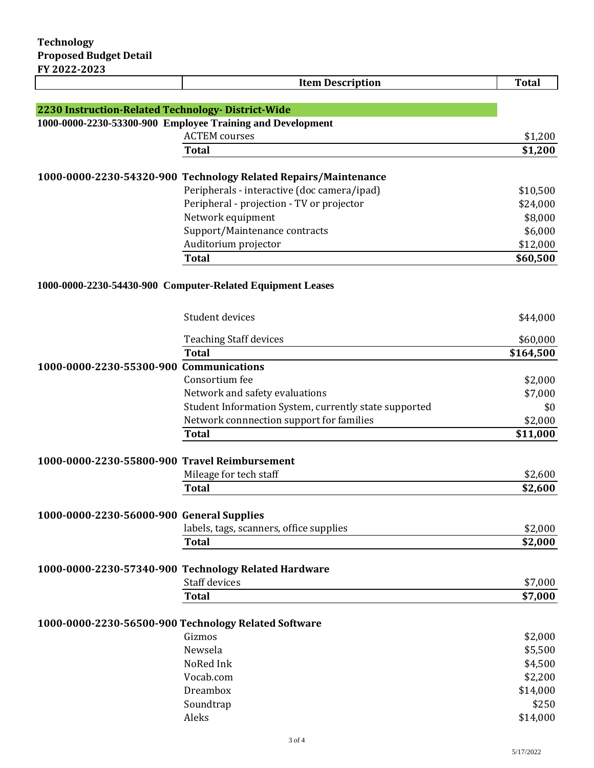**Technology**
**Proposed Budget Detail**
**FY 2022-2023**

| | Item Description | Total |
|---|---|---|
| **2230 Instruction-Related Technology- District-Wide** | | |
| **1000-0000-2230-53300-900 Employee Training and Development** | | |
| | ACTEM courses | $1,200 |
| | **Total** | **$1,200** |
| **1000-0000-2230-54320-900 Technology Related Repairs/Maintenance** | | |
| | Peripherals - interactive (doc camera/ipad) | $10,500 |
| | Peripheral - projection - TV or projector | $24,000 |
| | Network equipment | $8,000 |
| | Support/Maintenance contracts | $6,000 |
| | Auditorium projector | $12,000 |
| | **Total** | **$60,500** |
| **1000-0000-2230-54430-900 Computer-Related Equipment Leases** | | |
| | Student devices | $44,000 |
| | Teaching Staff devices | $60,000 |
| | **Total** | **$164,500** |
| **1000-0000-2230-55300-900 Communications** | | |
| | Consortium fee | $2,000 |
| | Network and safety evaluations | $7,000 |
| | Student Information System, currently state supported | $0 |
| | Network connnection support for families | $2,000 |
| | **Total** | **$11,000** |
| **1000-0000-2230-55800-900 Travel Reimbursement** | | |
| | Mileage for tech staff | $2,600 |
| | **Total** | **$2,600** |
| **1000-0000-2230-56000-900 General Supplies** | | |
| | labels, tags, scanners, office supplies | $2,000 |
| | **Total** | **$2,000** |
| **1000-0000-2230-57340-900 Technology Related Hardware** | | |
| | Staff devices | $7,000 |
| | **Total** | **$7,000** |
| **1000-0000-2230-56500-900 Technology Related Software** | | |
| | Gizmos | $2,000 |
| | Newsela | $5,500 |
| | NoRed Ink | $4,500 |
| | Vocab.com | $2,200 |
| | Dreambox | $14,000 |
| | Soundtrap | $250 |
| | Aleks | $14,000 |

5/17/2022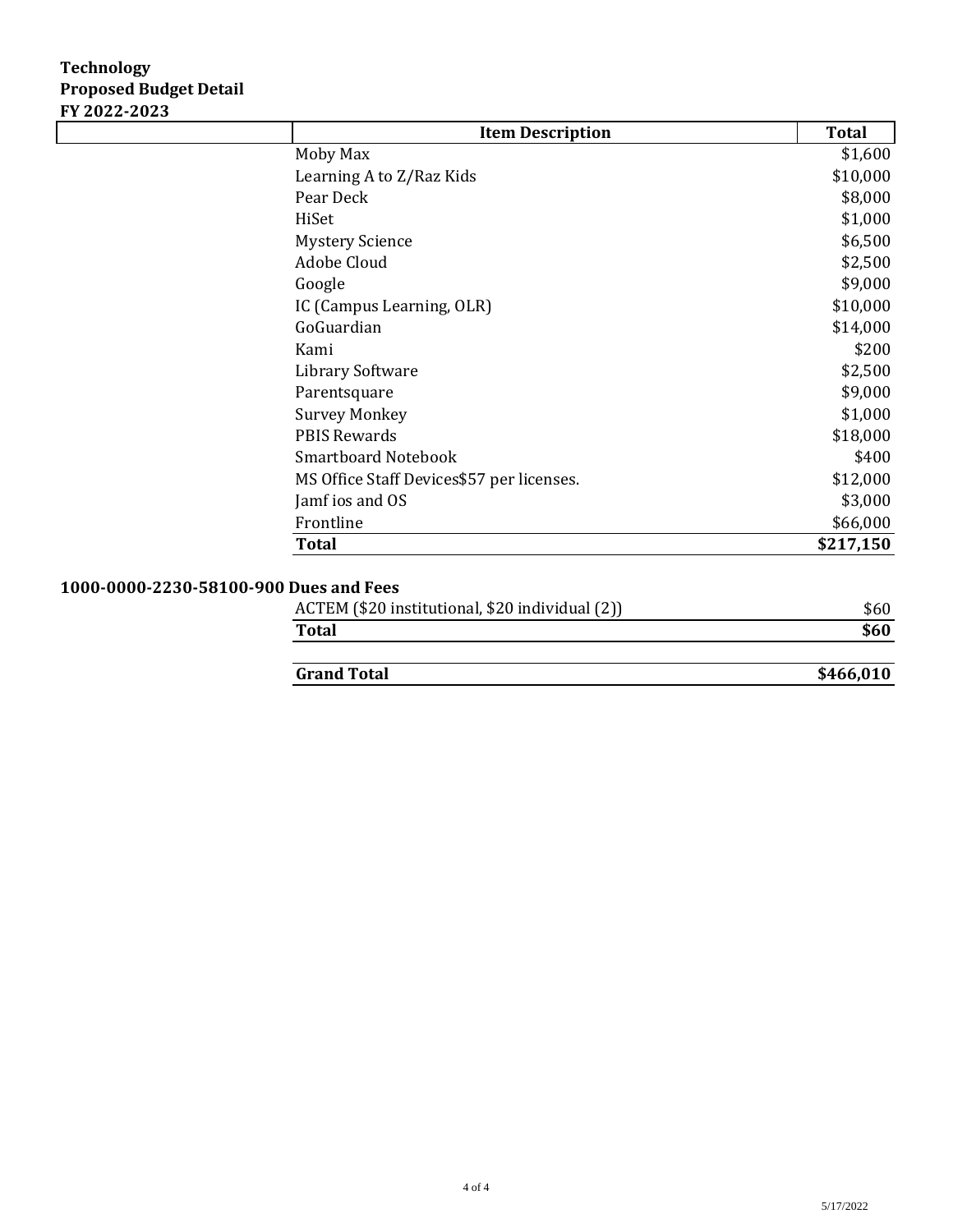**Technology**
**Proposed Budget Detail**
**FY 2022-2023**

| | Item Description | Total |
|---|---|---|
| | Moby Max | $1,600 |
| | Learning A to Z/Raz Kids | $10,000 |
| | Pear Deck | $8,000 |
| | HiSet | $1,000 |
| | Mystery Science | $6,500 |
| | Adobe Cloud | $2,500 |
| | Google | $9,000 |
| | IC (Campus Learning, OLR) | $10,000 |
| | GoGuardian | $14,000 |
| | Kami | $200 |
| | Library Software | $2,500 |
| | Parentsquare | $9,000 |
| | Survey Monkey | $1,000 |
| | PBIS Rewards | $18,000 |
| | Smartboard Notebook | $400 |
| | MS Office Staff Devices$57 per licenses. | $12,000 |
| | Jamf ios and OS | $3,000 |
| | Frontline | $66,000 |
| | **Total** | **$217,150** |

**1000-0000-2230-58100-900 Dues and Fees**

| | Item Description | Total |
|---|---|---|
| | ACTEM ($20 institutional, $20 individual (2)) | $60 |
| | **Total** | **$60** |
| | | |
| | **Grand Total** | **$466,010** |

5/17/2022